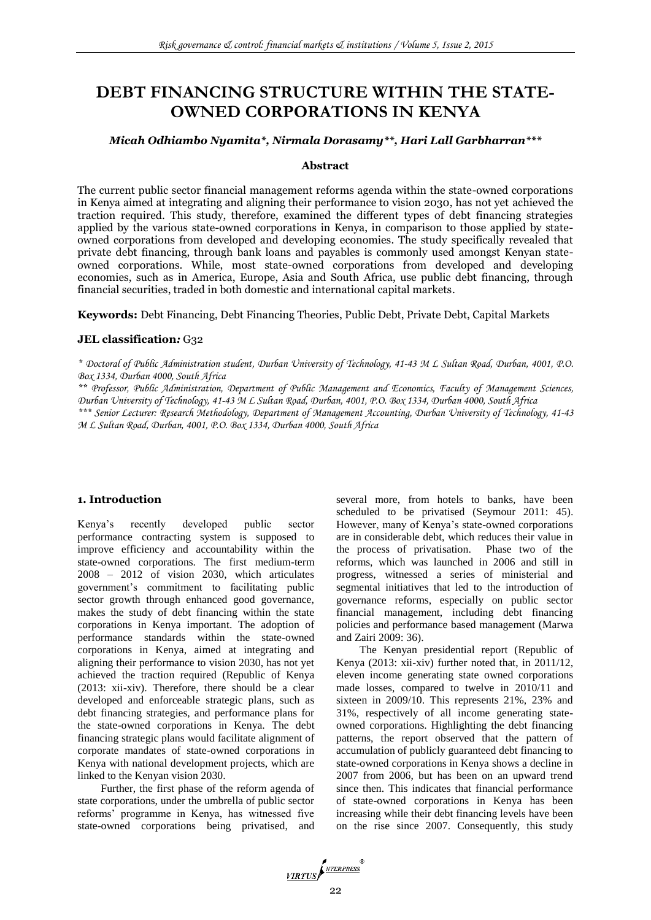# DEBT FINANCING STRUCTURE WITHIN THE STATE-OWNED CORPORATIONS IN KENYA

***Micah Odhiambo Nyamita\*, Nirmala Dorasamy\*\*, Hari Lall Garbharran\*\*\****

### Abstract

The current public sector financial management reforms agenda within the state-owned corporations in Kenya aimed at integrating and aligning their performance to vision 2030, has not yet achieved the traction required. This study, therefore, examined the different types of debt financing strategies applied by the various state-owned corporations in Kenya, in comparison to those applied by state-owned corporations from developed and developing economies. The study specifically revealed that private debt financing, through bank loans and payables is commonly used amongst Kenyan state-owned corporations. While, most state-owned corporations from developed and developing economies, such as in America, Europe, Asia and South Africa, use public debt financing, through financial securities, traded in both domestic and international capital markets.

**Keywords:** Debt Financing, Debt Financing Theories, Public Debt, Private Debt, Capital Markets

**JEL classification:** G32

*\* Doctoral of Public Administration student, Durban University of Technology, 41-43 M L Sultan Road, Durban, 4001, P.O. Box 1334, Durban 4000, South Africa*

*\*\* Professor, Public Administration, Department of Public Management and Economics, Faculty of Management Sciences, Durban University of Technology, 41-43 M L Sultan Road, Durban, 4001, P.O. Box 1334, Durban 4000, South Africa*

*\*\*\* Senior Lecturer: Research Methodology, Department of Management Accounting, Durban University of Technology, 41-43 M L Sultan Road, Durban, 4001, P.O. Box 1334, Durban 4000, South Africa*

## 1. Introduction

Kenya's recently developed public sector performance contracting system is supposed to improve efficiency and accountability within the state-owned corporations. The first medium-term 2008 – 2012 of vision 2030, which articulates government's commitment to facilitating public sector growth through enhanced good governance, makes the study of debt financing within the state corporations in Kenya important. The adoption of performance standards within the state-owned corporations in Kenya, aimed at integrating and aligning their performance to vision 2030, has not yet achieved the traction required (Republic of Kenya (2013: xii-xiv). Therefore, there should be a clear developed and enforceable strategic plans, such as debt financing strategies, and performance plans for the state-owned corporations in Kenya. The debt financing strategic plans would facilitate alignment of corporate mandates of state-owned corporations in Kenya with national development projects, which are linked to the Kenyan vision 2030.

Further, the first phase of the reform agenda of state corporations, under the umbrella of public sector reforms' programme in Kenya, has witnessed five state-owned corporations being privatised, and several more, from hotels to banks, have been scheduled to be privatised (Seymour 2011: 45). However, many of Kenya's state-owned corporations are in considerable debt, which reduces their value in the process of privatisation. Phase two of the reforms, which was launched in 2006 and still in progress, witnessed a series of ministerial and segmental initiatives that led to the introduction of governance reforms, especially on public sector financial management, including debt financing policies and performance based management (Marwa and Zairi 2009: 36).

The Kenyan presidential report (Republic of Kenya (2013: xii-xiv) further noted that, in 2011/12, eleven income generating state owned corporations made losses, compared to twelve in 2010/11 and sixteen in 2009/10. This represents 21%, 23% and 31%, respectively of all income generating state-owned corporations. Highlighting the debt financing patterns, the report observed that the pattern of accumulation of publicly guaranteed debt financing to state-owned corporations in Kenya shows a decline in 2007 from 2006, but has been on an upward trend since then. This indicates that financial performance of state-owned corporations in Kenya has been increasing while their debt financing levels have been on the rise since 2007. Consequently, this study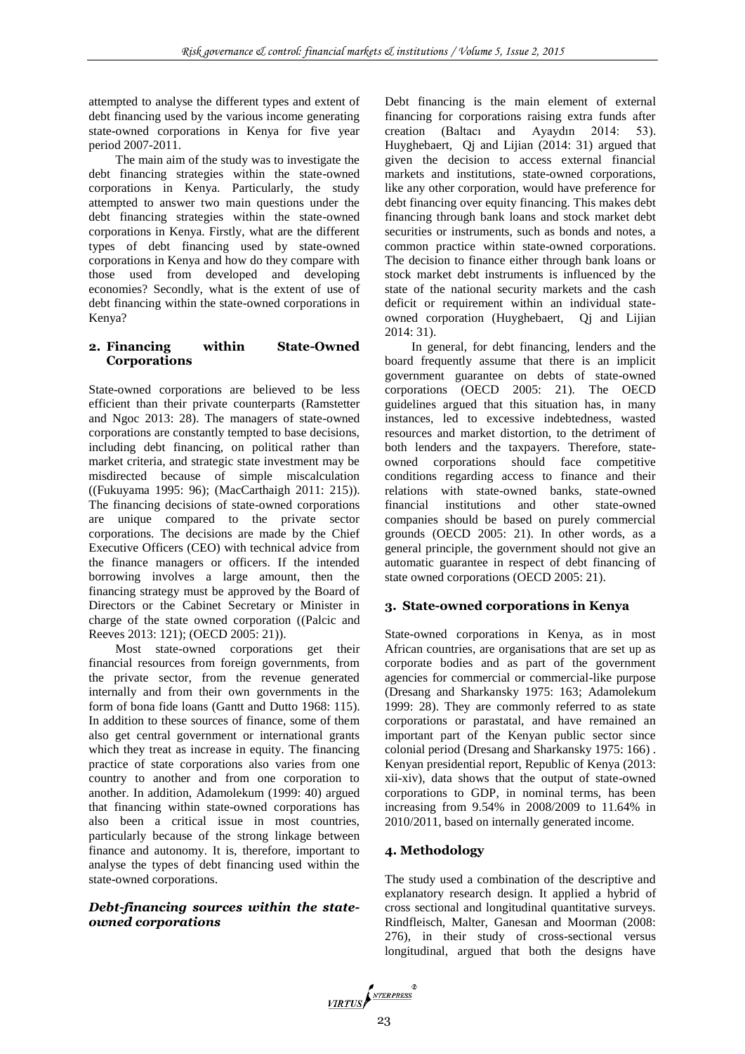attempted to analyse the different types and extent of debt financing used by the various income generating state-owned corporations in Kenya for five year period 2007-2011.

The main aim of the study was to investigate the debt financing strategies within the state-owned corporations in Kenya. Particularly, the study attempted to answer two main questions under the debt financing strategies within the state-owned corporations in Kenya. Firstly, what are the different types of debt financing used by state-owned corporations in Kenya and how do they compare with those used from developed and developing economies? Secondly, what is the extent of use of debt financing within the state-owned corporations in Kenya?

## 2. Financing within State-Owned Corporations

State-owned corporations are believed to be less efficient than their private counterparts (Ramstetter and Ngoc 2013: 28). The managers of state-owned corporations are constantly tempted to base decisions, including debt financing, on political rather than market criteria, and strategic state investment may be misdirected because of simple miscalculation ((Fukuyama 1995: 96); (MacCarthaigh 2011: 215)). The financing decisions of state-owned corporations are unique compared to the private sector corporations. The decisions are made by the Chief Executive Officers (CEO) with technical advice from the finance managers or officers. If the intended borrowing involves a large amount, then the financing strategy must be approved by the Board of Directors or the Cabinet Secretary or Minister in charge of the state owned corporation ((Palcic and Reeves 2013: 121); (OECD 2005: 21)).

Most state-owned corporations get their financial resources from foreign governments, from the private sector, from the revenue generated internally and from their own governments in the form of bona fide loans (Gantt and Dutto 1968: 115). In addition to these sources of finance, some of them also get central government or international grants which they treat as increase in equity. The financing practice of state corporations also varies from one country to another and from one corporation to another. In addition, Adamolekum (1999: 40) argued that financing within state-owned corporations has also been a critical issue in most countries, particularly because of the strong linkage between finance and autonomy. It is, therefore, important to analyse the types of debt financing used within the state-owned corporations.

### *Debt-financing sources within the state-owned corporations*

Debt financing is the main element of external financing for corporations raising extra funds after creation (Baltacı and Ayaydın 2014: 53). Huyghebaert, Qj and Lijian (2014: 31) argued that given the decision to access external financial markets and institutions, state-owned corporations, like any other corporation, would have preference for debt financing over equity financing. This makes debt financing through bank loans and stock market debt securities or instruments, such as bonds and notes, a common practice within state-owned corporations. The decision to finance either through bank loans or stock market debt instruments is influenced by the state of the national security markets and the cash deficit or requirement within an individual state-owned corporation (Huyghebaert, Qj and Lijian 2014: 31).

In general, for debt financing, lenders and the board frequently assume that there is an implicit government guarantee on debts of state-owned corporations (OECD 2005: 21). The OECD guidelines argued that this situation has, in many instances, led to excessive indebtedness, wasted resources and market distortion, to the detriment of both lenders and the taxpayers. Therefore, state-owned corporations should face competitive conditions regarding access to finance and their relations with state-owned banks, state-owned financial institutions and other state-owned companies should be based on purely commercial grounds (OECD 2005: 21). In other words, as a general principle, the government should not give an automatic guarantee in respect of debt financing of state owned corporations (OECD 2005: 21).

## 3. State-owned corporations in Kenya

State-owned corporations in Kenya, as in most African countries, are organisations that are set up as corporate bodies and as part of the government agencies for commercial or commercial-like purpose (Dresang and Sharkansky 1975: 163; Adamolekum 1999: 28). They are commonly referred to as state corporations or parastatal, and have remained an important part of the Kenyan public sector since colonial period (Dresang and Sharkansky 1975: 166) . Kenyan presidential report, Republic of Kenya (2013: xii-xiv), data shows that the output of state-owned corporations to GDP, in nominal terms, has been increasing from 9.54% in 2008/2009 to 11.64% in 2010/2011, based on internally generated income.

## 4. Methodology

The study used a combination of the descriptive and explanatory research design. It applied a hybrid of cross sectional and longitudinal quantitative surveys. Rindfleisch, Malter, Ganesan and Moorman (2008: 276), in their study of cross-sectional versus longitudinal, argued that both the designs have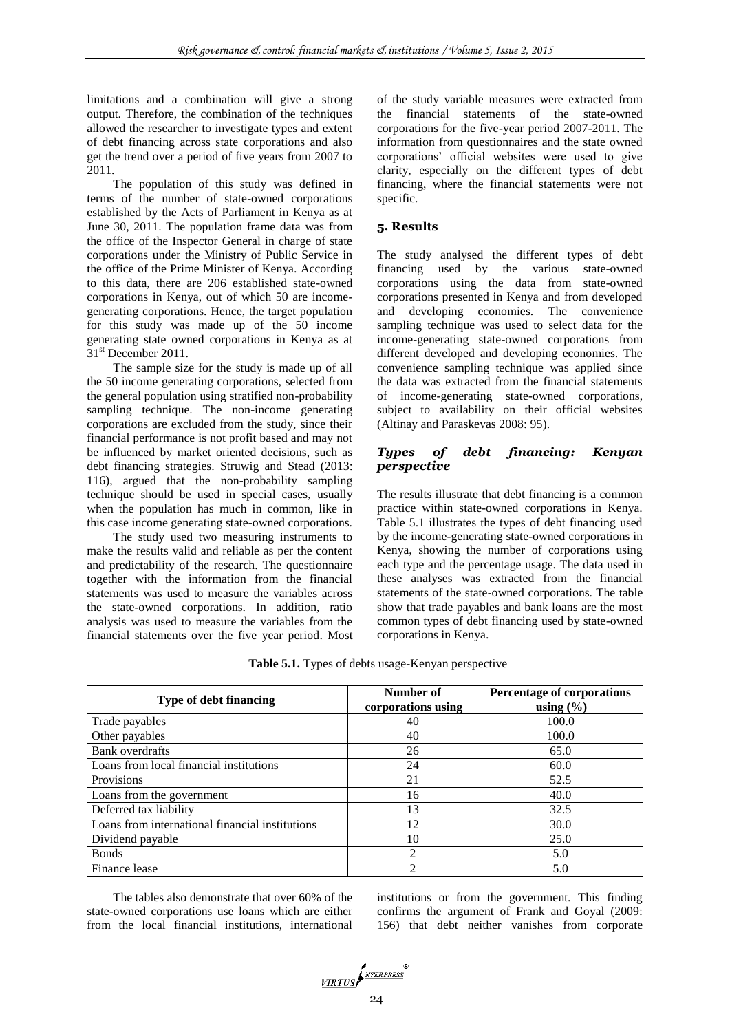limitations and a combination will give a strong output. Therefore, the combination of the techniques allowed the researcher to investigate types and extent of debt financing across state corporations and also get the trend over a period of five years from 2007 to 2011.

The population of this study was defined in terms of the number of state-owned corporations established by the Acts of Parliament in Kenya as at June 30, 2011. The population frame data was from the office of the Inspector General in charge of state corporations under the Ministry of Public Service in the office of the Prime Minister of Kenya. According to this data, there are 206 established state-owned corporations in Kenya, out of which 50 are income-generating corporations. Hence, the target population for this study was made up of the 50 income generating state owned corporations in Kenya as at 31st December 2011.

The sample size for the study is made up of all the 50 income generating corporations, selected from the general population using stratified non-probability sampling technique. The non-income generating corporations are excluded from the study, since their financial performance is not profit based and may not be influenced by market oriented decisions, such as debt financing strategies. Struwig and Stead (2013: 116), argued that the non-probability sampling technique should be used in special cases, usually when the population has much in common, like in this case income generating state-owned corporations.

The study used two measuring instruments to make the results valid and reliable as per the content and predictability of the research. The questionnaire together with the information from the financial statements was used to measure the variables across the state-owned corporations. In addition, ratio analysis was used to measure the variables from the financial statements over the five year period. Most of the study variable measures were extracted from the financial statements of the state-owned corporations for the five-year period 2007-2011. The information from questionnaires and the state owned corporations' official websites were used to give clarity, especially on the different types of debt financing, where the financial statements were not specific.

## 5. Results

The study analysed the different types of debt financing used by the various state-owned corporations using the data from state-owned corporations presented in Kenya and from developed and developing economies. The convenience sampling technique was used to select data for the income-generating state-owned corporations from different developed and developing economies. The convenience sampling technique was applied since the data was extracted from the financial statements of income-generating state-owned corporations, subject to availability on their official websites (Altinay and Paraskevas 2008: 95).

### *Types of debt financing: Kenyan perspective*

The results illustrate that debt financing is a common practice within state-owned corporations in Kenya. Table 5.1 illustrates the types of debt financing used by the income-generating state-owned corporations in Kenya, showing the number of corporations using each type and the percentage usage. The data used in these analyses was extracted from the financial statements of the state-owned corporations. The table show that trade payables and bank loans are the most common types of debt financing used by state-owned corporations in Kenya.

**Table 5.1.** Types of debts usage-Kenyan perspective

| Type of debt financing | Number of corporations using | Percentage of corporations using (%) |
|---|---|---|
| Trade payables | 40 | 100.0 |
| Other payables | 40 | 100.0 |
| Bank overdrafts | 26 | 65.0 |
| Loans from local financial institutions | 24 | 60.0 |
| Provisions | 21 | 52.5 |
| Loans from the government | 16 | 40.0 |
| Deferred tax liability | 13 | 32.5 |
| Loans from international financial institutions | 12 | 30.0 |
| Dividend payable | 10 | 25.0 |
| Bonds | 2 | 5.0 |
| Finance lease | 2 | 5.0 |

The tables also demonstrate that over 60% of the state-owned corporations use loans which are either from the local financial institutions, international institutions or from the government. This finding confirms the argument of Frank and Goyal (2009: 156) that debt neither vanishes from corporate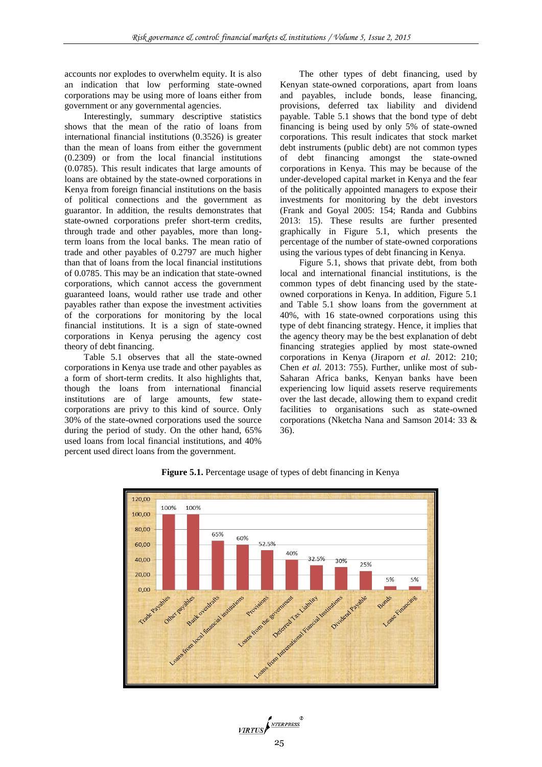accounts nor explodes to overwhelm equity. It is also an indication that low performing state-owned corporations may be using more of loans either from government or any governmental agencies.

Interestingly, summary descriptive statistics shows that the mean of the ratio of loans from international financial institutions (0.3526) is greater than the mean of loans from either the government (0.2309) or from the local financial institutions (0.0785). This result indicates that large amounts of loans are obtained by the state-owned corporations in Kenya from foreign financial institutions on the basis of political connections and the government as guarantor. In addition, the results demonstrates that state-owned corporations prefer short-term credits, through trade and other payables, more than long-term loans from the local banks. The mean ratio of trade and other payables of 0.2797 are much higher than that of loans from the local financial institutions of 0.0785. This may be an indication that state-owned corporations, which cannot access the government guaranteed loans, would rather use trade and other payables rather than expose the investment activities of the corporations for monitoring by the local financial institutions. It is a sign of state-owned corporations in Kenya perusing the agency cost theory of debt financing.

Table 5.1 observes that all the state-owned corporations in Kenya use trade and other payables as a form of short-term credits. It also highlights that, though the loans from international financial institutions are of large amounts, few state-corporations are privy to this kind of source. Only 30% of the state-owned corporations used the source during the period of study. On the other hand, 65% used loans from local financial institutions, and 40% percent used direct loans from the government.

The other types of debt financing, used by Kenyan state-owned corporations, apart from loans and payables, include bonds, lease financing, provisions, deferred tax liability and dividend payable. Table 5.1 shows that the bond type of debt financing is being used by only 5% of state-owned corporations. This result indicates that stock market debt instruments (public debt) are not common types of debt financing amongst the state-owned corporations in Kenya. This may be because of the under-developed capital market in Kenya and the fear of the politically appointed managers to expose their investments for monitoring by the debt investors (Frank and Goyal 2005: 154; Randa and Gubbins 2013: 15). These results are further presented graphically in Figure 5.1, which presents the percentage of the number of state-owned corporations using the various types of debt financing in Kenya.

Figure 5.1, shows that private debt, from both local and international financial institutions, is the common types of debt financing used by the state-owned corporations in Kenya. In addition, Figure 5.1 and Table 5.1 show loans from the government at 40%, with 16 state-owned corporations using this type of debt financing strategy. Hence, it implies that the agency theory may be the best explanation of debt financing strategies applied by most state-owned corporations in Kenya (Jiraporn *et al.* 2012: 210; Chen *et al.* 2013: 755). Further, unlike most of sub-Saharan Africa banks, Kenyan banks have been experiencing low liquid assets reserve requirements over the last decade, allowing them to expand credit facilities to organisations such as state-owned corporations (Nketcha Nana and Samson 2014: 33 & 36).

**Figure 5.1.** Percentage usage of types of debt financing in Kenya

| Type of debt financing | Percentage |
|---|---|
| Trade Payables | 100% |
| Other payables | 100% |
| Bank overdrafts | 65% |
| Loans from local financial institutions | 60% |
| Provisions | 52.5% |
| Loans from the government | 40% |
| Deferred Tax Liability | 32.5% |
| Loans from International Financial Institutions | 30% |
| Dividend Payable | 25% |
| Bonds | 5% |
| Lease Financing | 5% |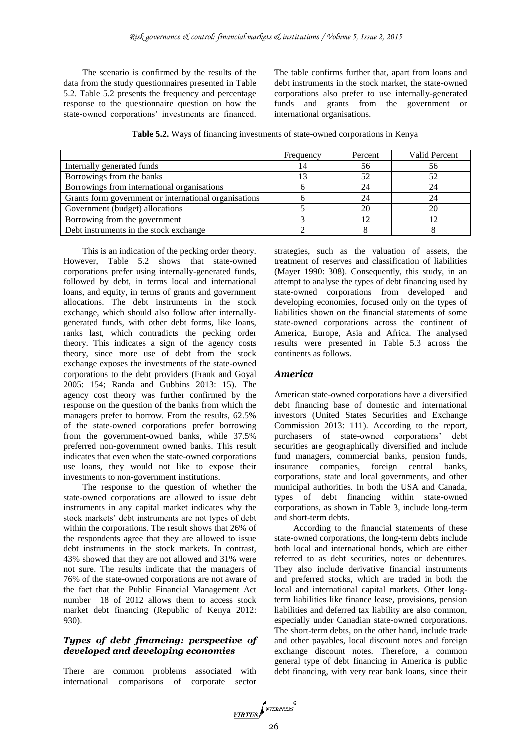The scenario is confirmed by the results of the data from the study questionnaires presented in Table 5.2. Table 5.2 presents the frequency and percentage response to the questionnaire question on how the state-owned corporations' investments are financed. The table confirms further that, apart from loans and debt instruments in the stock market, the state-owned corporations also prefer to use internally-generated funds and grants from the government or international organisations.

**Table 5.2.** Ways of financing investments of state-owned corporations in Kenya

| | Frequency | Percent | Valid Percent |
|---|---|---|---|
| Internally generated funds | 14 | 56 | 56 |
| Borrowings from the banks | 13 | 52 | 52 |
| Borrowings from international organisations | 6 | 24 | 24 |
| Grants form government or international organisations | 6 | 24 | 24 |
| Government (budget) allocations | 5 | 20 | 20 |
| Borrowing from the government | 3 | 12 | 12 |
| Debt instruments in the stock exchange | 2 | 8 | 8 |

This is an indication of the pecking order theory. However, Table 5.2 shows that state-owned corporations prefer using internally-generated funds, followed by debt, in terms local and international loans, and equity, in terms of grants and government allocations. The debt instruments in the stock exchange, which should also follow after internally-generated funds, with other debt forms, like loans, ranks last, which contradicts the pecking order theory. This indicates a sign of the agency costs theory, since more use of debt from the stock exchange exposes the investments of the state-owned corporations to the debt providers (Frank and Goyal 2005: 154; Randa and Gubbins 2013: 15). The agency cost theory was further confirmed by the response on the question of the banks from which the managers prefer to borrow. From the results, 62.5% of the state-owned corporations prefer borrowing from the government-owned banks, while 37.5% preferred non-government owned banks. This result indicates that even when the state-owned corporations use loans, they would not like to expose their investments to non-government institutions.

The response to the question of whether the state-owned corporations are allowed to issue debt instruments in any capital market indicates why the stock markets' debt instruments are not types of debt within the corporations. The result shows that 26% of the respondents agree that they are allowed to issue debt instruments in the stock markets. In contrast, 43% showed that they are not allowed and 31% were not sure. The results indicate that the managers of 76% of the state-owned corporations are not aware of the fact that the Public Financial Management Act number 18 of 2012 allows them to access stock market debt financing (Republic of Kenya 2012: 930).

## *Types of debt financing: perspective of developed and developing economies*

There are common problems associated with international comparisons of corporate sector strategies, such as the valuation of assets, the treatment of reserves and classification of liabilities (Mayer 1990: 308). Consequently, this study, in an attempt to analyse the types of debt financing used by state-owned corporations from developed and developing economies, focused only on the types of liabilities shown on the financial statements of some state-owned corporations across the continent of America, Europe, Asia and Africa. The analysed results were presented in Table 5.3 across the continents as follows.

### *America*

American state-owned corporations have a diversified debt financing base of domestic and international investors (United States Securities and Exchange Commission 2013: 111). According to the report, purchasers of state-owned corporations' debt securities are geographically diversified and include fund managers, commercial banks, pension funds, insurance companies, foreign central banks, corporations, state and local governments, and other municipal authorities. In both the USA and Canada, types of debt financing within state-owned corporations, as shown in Table 3, include long-term and short-term debts.

According to the financial statements of these state-owned corporations, the long-term debts include both local and international bonds, which are either referred to as debt securities, notes or debentures. They also include derivative financial instruments and preferred stocks, which are traded in both the local and international capital markets. Other long-term liabilities like finance lease, provisions, pension liabilities and deferred tax liability are also common, especially under Canadian state-owned corporations. The short-term debts, on the other hand, include trade and other payables, local discount notes and foreign exchange discount notes. Therefore, a common general type of debt financing in America is public debt financing, with very rear bank loans, since their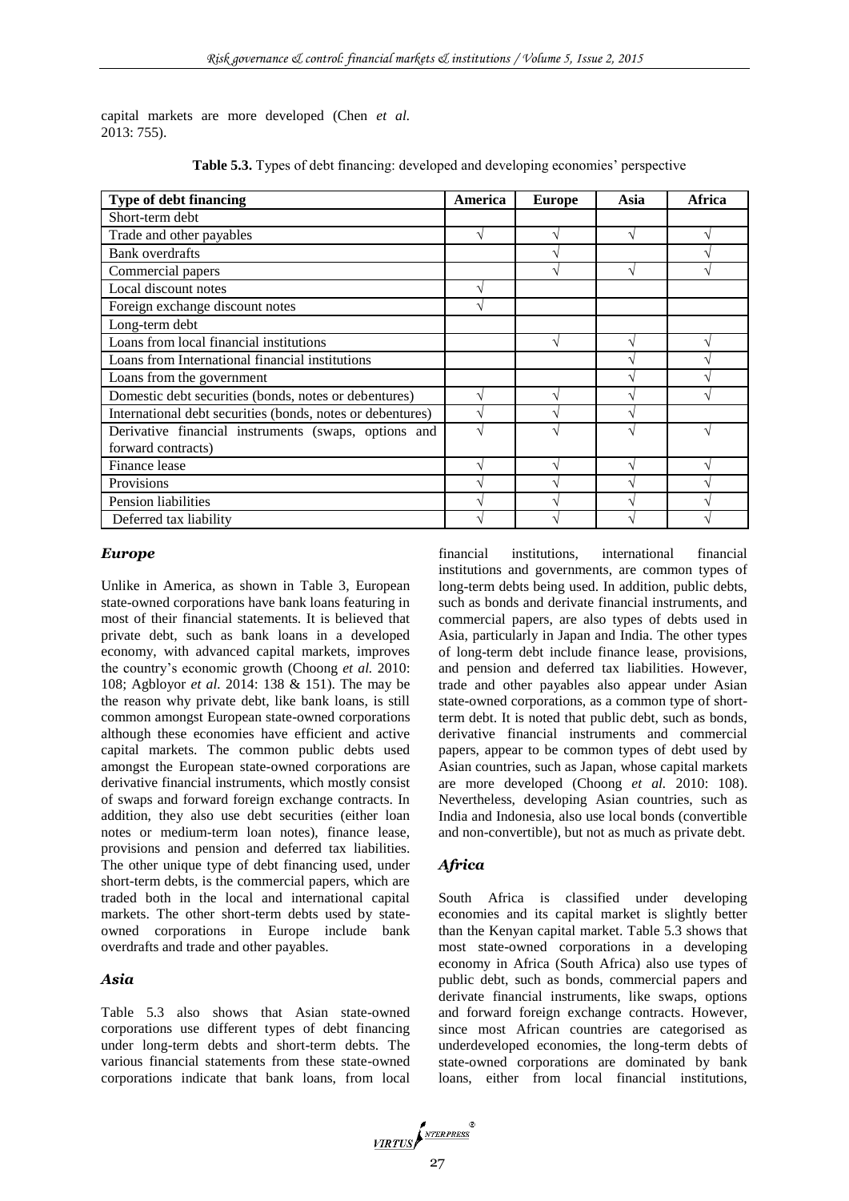capital markets are more developed (Chen *et al.* 2013: 755).

**Table 5.3.** Types of debt financing: developed and developing economies' perspective

| Type of debt financing | America | Europe | Asia | Africa |
|---|---|---|---|---|
| Short-term debt | | | | |
| Trade and other payables | √ | √ | √ | √ |
| Bank overdrafts | | √ | | √ |
| Commercial papers | | √ | √ | √ |
| Local discount notes | √ | | | |
| Foreign exchange discount notes | √ | | | |
| Long-term debt | | | | |
| Loans from local financial institutions | | √ | √ | √ |
| Loans from International financial institutions | | | √ | √ |
| Loans from the government | | | √ | √ |
| Domestic debt securities (bonds, notes or debentures) | √ | √ | √ | √ |
| International debt securities (bonds, notes or debentures) | √ | √ | √ | |
| Derivative financial instruments (swaps, options and forward contracts) | √ | √ | √ | √ |
| Finance lease | √ | √ | √ | √ |
| Provisions | √ | √ | √ | √ |
| Pension liabilities | √ | √ | √ | √ |
| Deferred tax liability | √ | √ | √ | √ |

### *Europe*

Unlike in America, as shown in Table 3, European state-owned corporations have bank loans featuring in most of their financial statements. It is believed that private debt, such as bank loans in a developed economy, with advanced capital markets, improves the country's economic growth (Choong *et al.* 2010: 108; Agbloyor *et al.* 2014: 138 & 151). The may be the reason why private debt, like bank loans, is still common amongst European state-owned corporations although these economies have efficient and active capital markets. The common public debts used amongst the European state-owned corporations are derivative financial instruments, which mostly consist of swaps and forward foreign exchange contracts. In addition, they also use debt securities (either loan notes or medium-term loan notes), finance lease, provisions and pension and deferred tax liabilities. The other unique type of debt financing used, under short-term debts, is the commercial papers, which are traded both in the local and international capital markets. The other short-term debts used by state-owned corporations in Europe include bank overdrafts and trade and other payables.

### *Asia*

Table 5.3 also shows that Asian state-owned corporations use different types of debt financing under long-term debts and short-term debts. The various financial statements from these state-owned corporations indicate that bank loans, from local financial institutions, international financial institutions and governments, are common types of long-term debts being used. In addition, public debts, such as bonds and derivate financial instruments, and commercial papers, are also types of debts used in Asia, particularly in Japan and India. The other types of long-term debt include finance lease, provisions, and pension and deferred tax liabilities. However, trade and other payables also appear under Asian state-owned corporations, as a common type of short-term debt. It is noted that public debt, such as bonds, derivative financial instruments and commercial papers, appear to be common types of debt used by Asian countries, such as Japan, whose capital markets are more developed (Choong *et al.* 2010: 108). Nevertheless, developing Asian countries, such as India and Indonesia, also use local bonds (convertible and non-convertible), but not as much as private debt.

### *Africa*

South Africa is classified under developing economies and its capital market is slightly better than the Kenyan capital market. Table 5.3 shows that most state-owned corporations in a developing economy in Africa (South Africa) also use types of public debt, such as bonds, commercial papers and derivate financial instruments, like swaps, options and forward foreign exchange contracts. However, since most African countries are categorised as underdeveloped economies, the long-term debts of state-owned corporations are dominated by bank loans, either from local financial institutions,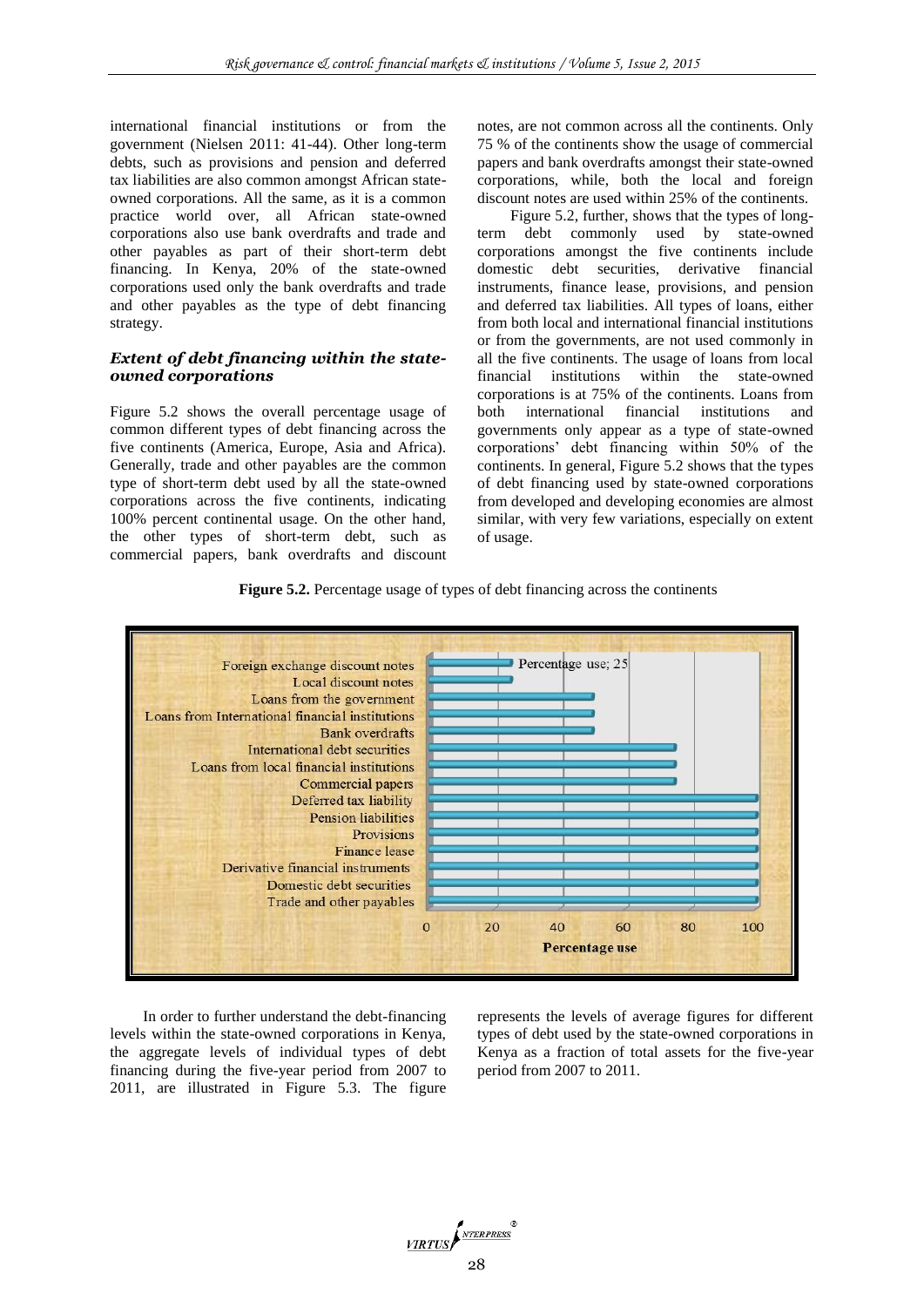international financial institutions or from the government (Nielsen 2011: 41-44). Other long-term debts, such as provisions and pension and deferred tax liabilities are also common amongst African state-owned corporations. All the same, as it is a common practice world over, all African state-owned corporations also use bank overdrafts and trade and other payables as part of their short-term debt financing. In Kenya, 20% of the state-owned corporations used only the bank overdrafts and trade and other payables as the type of debt financing strategy.

### *Extent of debt financing within the state-owned corporations*

Figure 5.2 shows the overall percentage usage of common different types of debt financing across the five continents (America, Europe, Asia and Africa). Generally, trade and other payables are the common type of short-term debt used by all the state-owned corporations across the five continents, indicating 100% percent continental usage. On the other hand, the other types of short-term debt, such as commercial papers, bank overdrafts and discount notes, are not common across all the continents. Only 75 % of the continents show the usage of commercial papers and bank overdrafts amongst their state-owned corporations, while, both the local and foreign discount notes are used within 25% of the continents.

Figure 5.2, further, shows that the types of long-term debt commonly used by state-owned corporations amongst the five continents include domestic debt securities, derivative financial instruments, finance lease, provisions, and pension and deferred tax liabilities. All types of loans, either from both local and international financial institutions or from the governments, are not used commonly in all the five continents. The usage of loans from local financial institutions within the state-owned corporations is at 75% of the continents. Loans from both international financial institutions and governments only appear as a type of state-owned corporations' debt financing within 50% of the continents. In general, Figure 5.2 shows that the types of debt financing used by state-owned corporations from developed and developing economies are almost similar, with very few variations, especially on extent of usage.

**Figure 5.2.** Percentage usage of types of debt financing across the continents

| Type of debt financing | Percentage use |
|---|---|
| Foreign exchange discount notes | 25 |
| Local discount notes | 25 |
| Loans from the government | 50 |
| Loans from International financial institutions | 50 |
| Bank overdrafts | 50 |
| International debt securities | 75 |
| Loans from local financial institutions | 75 |
| Commercial papers | 75 |
| Deferred tax liability | 100 |
| Pension liabilities | 100 |
| Provisions | 100 |
| Finance lease | 100 |
| Derivative financial instruments | 100 |
| Domestic debt securities | 100 |
| Trade and other payables | 100 |

In order to further understand the debt-financing levels within the state-owned corporations in Kenya, the aggregate levels of individual types of debt financing during the five-year period from 2007 to 2011, are illustrated in Figure 5.3. The figure represents the levels of average figures for different types of debt used by the state-owned corporations in Kenya as a fraction of total assets for the five-year period from 2007 to 2011.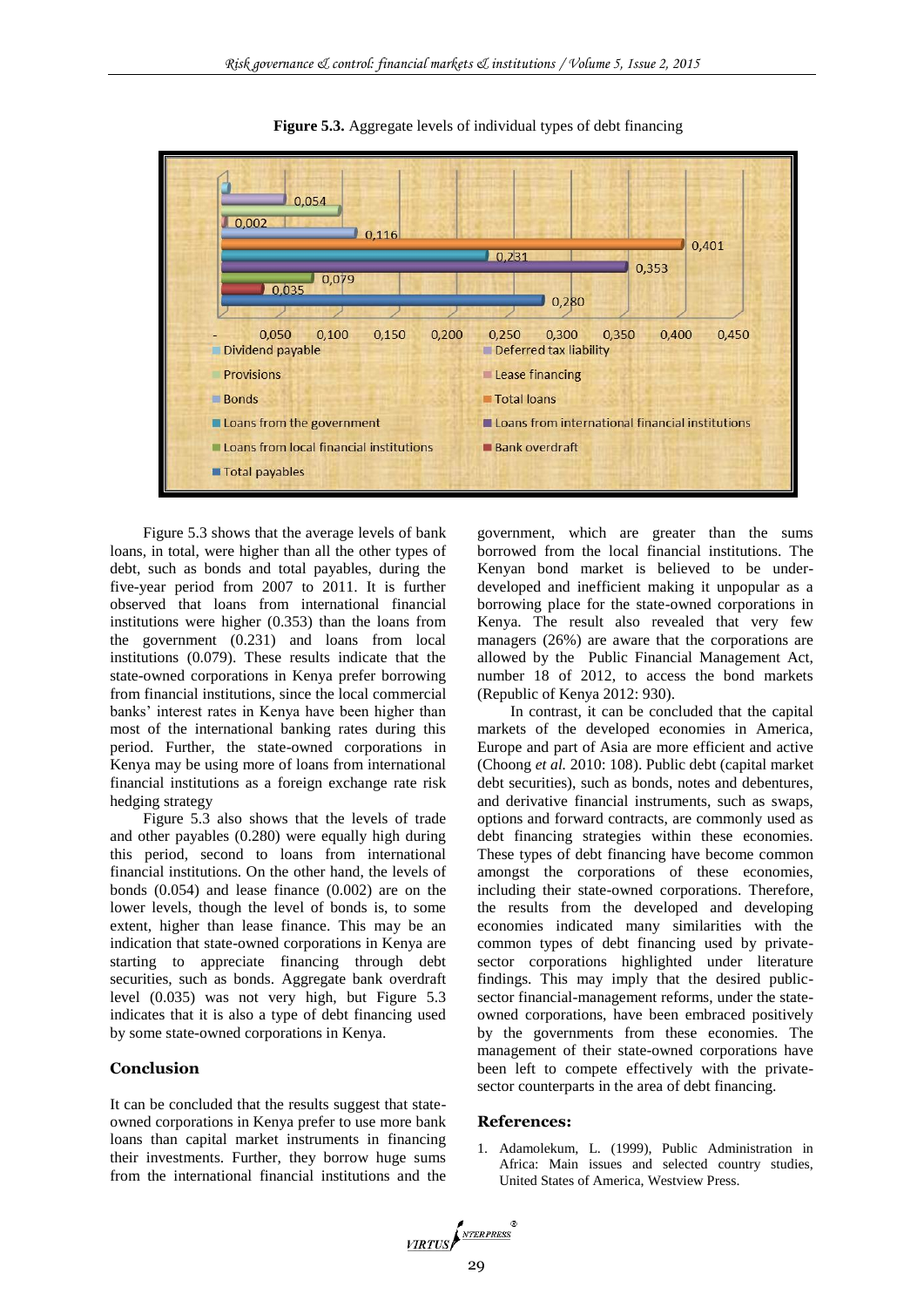**Figure 5.3.** Aggregate levels of individual types of debt financing

Figure 5.3 shows that the average levels of bank loans, in total, were higher than all the other types of debt, such as bonds and total payables, during the five-year period from 2007 to 2011. It is further observed that loans from international financial institutions were higher (0.353) than the loans from the government (0.231) and loans from local institutions (0.079). These results indicate that the state-owned corporations in Kenya prefer borrowing from financial institutions, since the local commercial banks' interest rates in Kenya have been higher than most of the international banking rates during this period. Further, the state-owned corporations in Kenya may be using more of loans from international financial institutions as a foreign exchange rate risk hedging strategy

Figure 5.3 also shows that the levels of trade and other payables (0.280) were equally high during this period, second to loans from international financial institutions. On the other hand, the levels of bonds (0.054) and lease finance (0.002) are on the lower levels, though the level of bonds is, to some extent, higher than lease finance. This may be an indication that state-owned corporations in Kenya are starting to appreciate financing through debt securities, such as bonds. Aggregate bank overdraft level (0.035) was not very high, but Figure 5.3 indicates that it is also a type of debt financing used by some state-owned corporations in Kenya.

## Conclusion

It can be concluded that the results suggest that state-owned corporations in Kenya prefer to use more bank loans than capital market instruments in financing their investments. Further, they borrow huge sums from the international financial institutions and the government, which are greater than the sums borrowed from the local financial institutions. The Kenyan bond market is believed to be under-developed and inefficient making it unpopular as a borrowing place for the state-owned corporations in Kenya. The result also revealed that very few managers (26%) are aware that the corporations are allowed by the Public Financial Management Act, number 18 of 2012, to access the bond markets (Republic of Kenya 2012: 930).

In contrast, it can be concluded that the capital markets of the developed economies in America, Europe and part of Asia are more efficient and active (Choong *et al.* 2010: 108). Public debt (capital market debt securities), such as bonds, notes and debentures, and derivative financial instruments, such as swaps, options and forward contracts, are commonly used as debt financing strategies within these economies. These types of debt financing have become common amongst the corporations of these economies, including their state-owned corporations. Therefore, the results from the developed and developing economies indicated many similarities with the common types of debt financing used by private-sector corporations highlighted under literature findings. This may imply that the desired public-sector financial-management reforms, under the state-owned corporations, have been embraced positively by the governments from these economies. The management of their state-owned corporations have been left to compete effectively with the private-sector counterparts in the area of debt financing.

## References:

1. Adamolekum, L. (1999), Public Administration in Africa: Main issues and selected country studies, United States of America, Westview Press.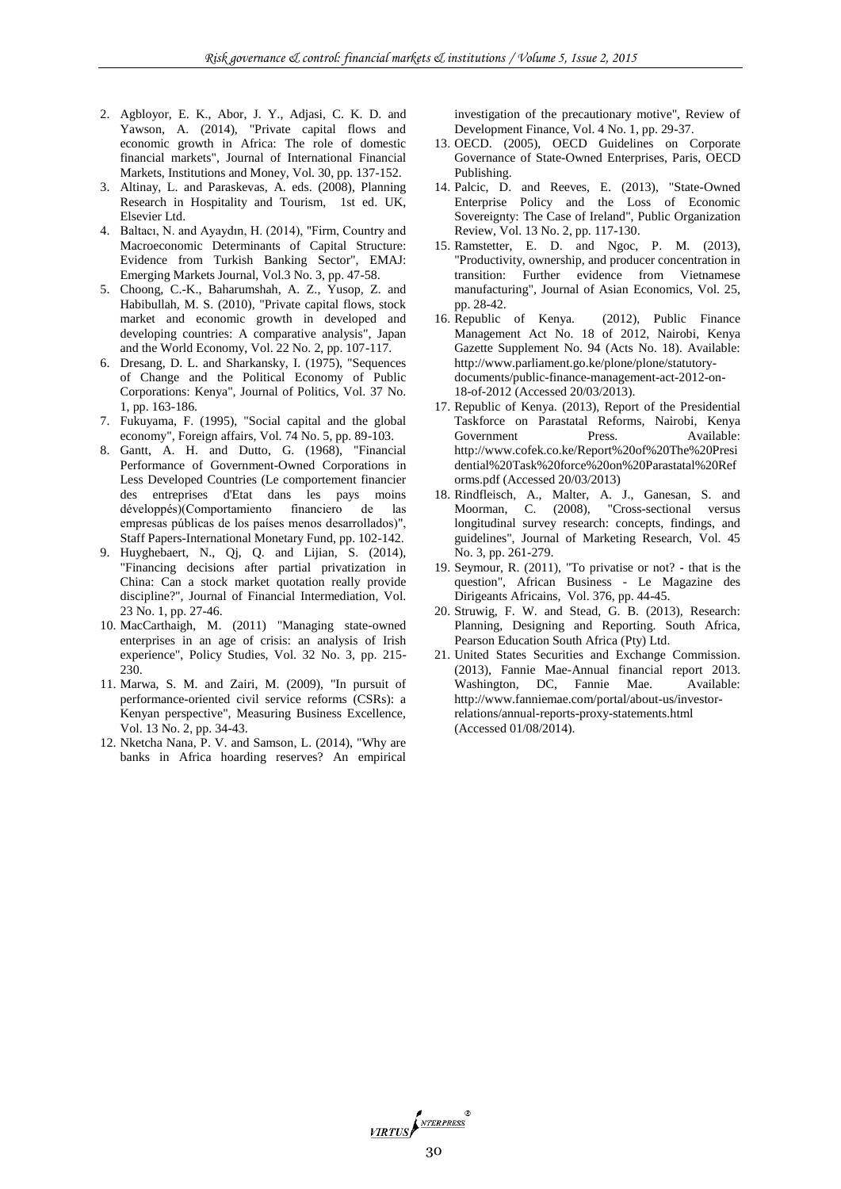2. Agbloyor, E. K., Abor, J. Y., Adjasi, C. K. D. and Yawson, A. (2014), "Private capital flows and economic growth in Africa: The role of domestic financial markets", Journal of International Financial Markets, Institutions and Money, Vol. 30, pp. 137-152.
3. Altinay, L. and Paraskevas, A. eds. (2008), Planning Research in Hospitality and Tourism, 1st ed. UK, Elsevier Ltd.
4. Baltacı, N. and Ayaydın, H. (2014), "Firm, Country and Macroeconomic Determinants of Capital Structure: Evidence from Turkish Banking Sector", EMAJ: Emerging Markets Journal, Vol.3 No. 3, pp. 47-58.
5. Choong, C.-K., Baharumshah, A. Z., Yusop, Z. and Habibullah, M. S. (2010), "Private capital flows, stock market and economic growth in developed and developing countries: A comparative analysis", Japan and the World Economy, Vol. 22 No. 2, pp. 107-117.
6. Dresang, D. L. and Sharkansky, I. (1975), "Sequences of Change and the Political Economy of Public Corporations: Kenya", Journal of Politics, Vol. 37 No. 1, pp. 163-186.
7. Fukuyama, F. (1995), "Social capital and the global economy", Foreign affairs, Vol. 74 No. 5, pp. 89-103.
8. Gantt, A. H. and Dutto, G. (1968), "Financial Performance of Government-Owned Corporations in Less Developed Countries (Le comportement financier des entreprises d'Etat dans les pays moins développés)(Comportamiento financiero de las empresas públicas de los países menos desarrollados)", Staff Papers-International Monetary Fund, pp. 102-142.
9. Huyghebaert, N., Qj, Q. and Lijian, S. (2014), "Financing decisions after partial privatization in China: Can a stock market quotation really provide discipline?", Journal of Financial Intermediation, Vol. 23 No. 1, pp. 27-46.
10. MacCarthaigh, M. (2011) "Managing state-owned enterprises in an age of crisis: an analysis of Irish experience", Policy Studies, Vol. 32 No. 3, pp. 215-230.
11. Marwa, S. M. and Zairi, M. (2009), "In pursuit of performance-oriented civil service reforms (CSRs): a Kenyan perspective", Measuring Business Excellence, Vol. 13 No. 2, pp. 34-43.
12. Nketcha Nana, P. V. and Samson, L. (2014), "Why are banks in Africa hoarding reserves? An empirical investigation of the precautionary motive", Review of Development Finance, Vol. 4 No. 1, pp. 29-37.
13. OECD. (2005), OECD Guidelines on Corporate Governance of State-Owned Enterprises, Paris, OECD Publishing.
14. Palcic, D. and Reeves, E. (2013), "State-Owned Enterprise Policy and the Loss of Economic Sovereignty: The Case of Ireland", Public Organization Review, Vol. 13 No. 2, pp. 117-130.
15. Ramstetter, E. D. and Ngoc, P. M. (2013), "Productivity, ownership, and producer concentration in transition: Further evidence from Vietnamese manufacturing", Journal of Asian Economics, Vol. 25, pp. 28-42.
16. Republic of Kenya. (2012), Public Finance Management Act No. 18 of 2012, Nairobi, Kenya Gazette Supplement No. 94 (Acts No. 18). Available: http://www.parliament.go.ke/plone/plone/statutory-documents/public-finance-management-act-2012-on-18-of-2012 (Accessed 20/03/2013).
17. Republic of Kenya. (2013), Report of the Presidential Taskforce on Parastatal Reforms, Nairobi, Kenya Government Press. Available: http://www.cofek.co.ke/Report%20of%20The%20Presidential%20Task%20force%20on%20Parastatal%20Reforms.pdf (Accessed 20/03/2013)
18. Rindfleisch, A., Malter, A. J., Ganesan, S. and Moorman, C. (2008), "Cross-sectional versus longitudinal survey research: concepts, findings, and guidelines", Journal of Marketing Research, Vol. 45 No. 3, pp. 261-279.
19. Seymour, R. (2011), "To privatise or not? - that is the question", African Business - Le Magazine des Dirigeants Africains, Vol. 376, pp. 44-45.
20. Struwig, F. W. and Stead, G. B. (2013), Research: Planning, Designing and Reporting. South Africa, Pearson Education South Africa (Pty) Ltd.
21. United States Securities and Exchange Commission. (2013), Fannie Mae-Annual financial report 2013. Washington, DC, Fannie Mae. Available: http://www.fanniemae.com/portal/about-us/investor-relations/annual-reports-proxy-statements.html (Accessed 01/08/2014).